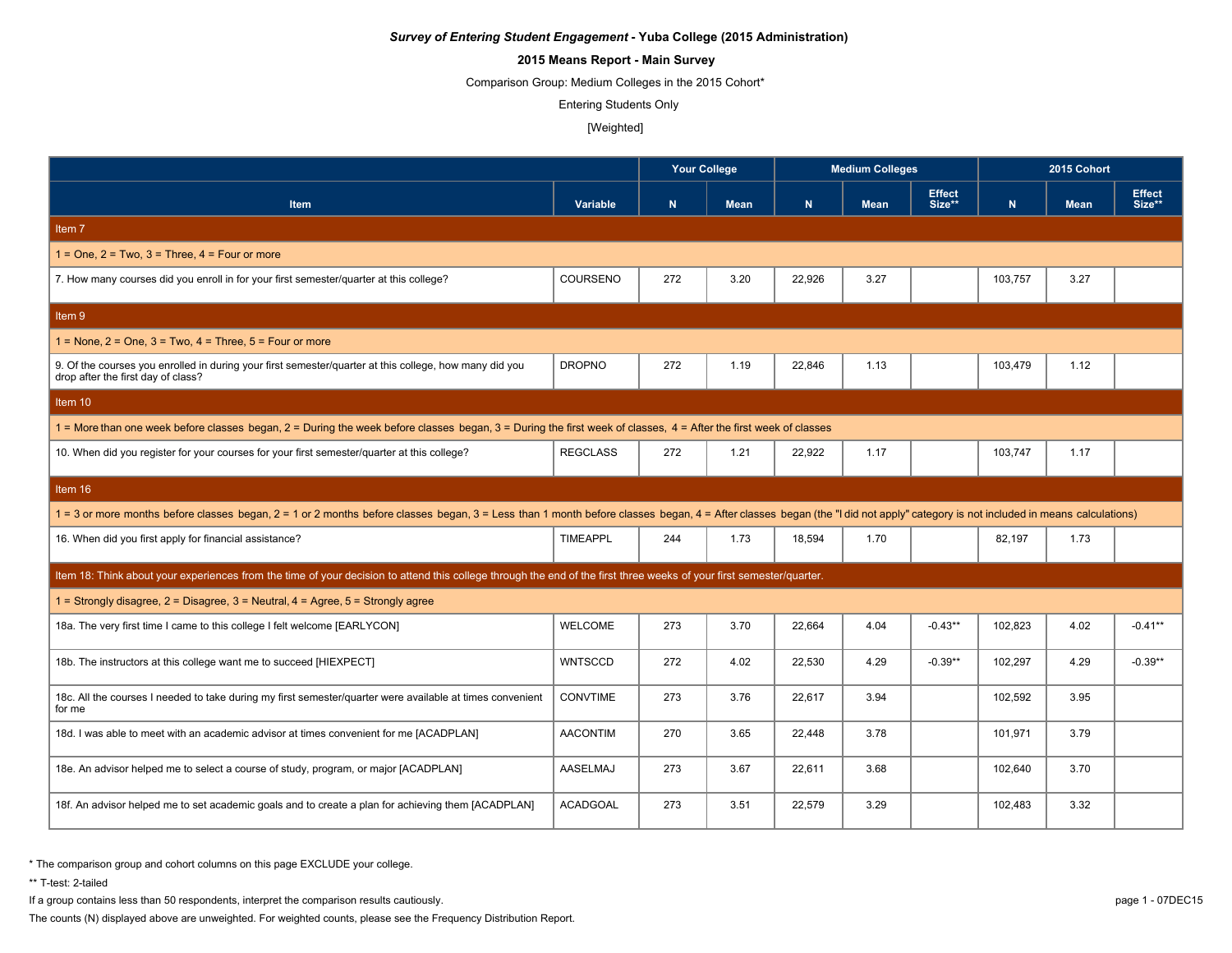***Survey of Entering Student Engagement*** **- Yuba College (2015 Administration)**

**2015 Means Report - Main Survey**

Comparison Group: Medium Colleges in the 2015 Cohort*

Entering Students Only

[Weighted]

| Item | Variable | Your College | | Medium Colleges | | | 2015 Cohort | | |
|---|---|---|---|---|---|---|---|---|---|
| | | N | Mean | N | Mean | Effect Size** | N | Mean | Effect Size** |
| **Item 7** | | | | | | | | | |
| 1 = One, 2 = Two, 3 = Three, 4 = Four or more | | | | | | | | | |
| 7. How many courses did you enroll in for your first semester/quarter at this college? | COURSENO | 272 | 3.20 | 22,926 | 3.27 | | 103,757 | 3.27 | |
| **Item 9** | | | | | | | | | |
| 1 = None, 2 = One, 3 = Two, 4 = Three, 5 = Four or more | | | | | | | | | |
| 9. Of the courses you enrolled in during your first semester/quarter at this college, how many did you drop after the first day of class? | DROPNO | 272 | 1.19 | 22,846 | 1.13 | | 103,479 | 1.12 | |
| **Item 10** | | | | | | | | | |
| 1 = More than one week before classes began, 2 = During the week before classes began, 3 = During the first week of classes, 4 = After the first week of classes | | | | | | | | | |
| 10. When did you register for your courses for your first semester/quarter at this college? | REGCLASS | 272 | 1.21 | 22,922 | 1.17 | | 103,747 | 1.17 | |
| **Item 16** | | | | | | | | | |
| 1 = 3 or more months before classes began, 2 = 1 or 2 months before classes began, 3 = Less than 1 month before classes began, 4 = After classes began (the "I did not apply" category is not included in means calculations) | | | | | | | | | |
| 16. When did you first apply for financial assistance? | TIMEAPPL | 244 | 1.73 | 18,594 | 1.70 | | 82,197 | 1.73 | |
| **Item 18: Think about your experiences from the time of your decision to attend this college through the end of the first three weeks of your first semester/quarter.** | | | | | | | | | |
| 1 = Strongly disagree, 2 = Disagree, 3 = Neutral, 4 = Agree, 5 = Strongly agree | | | | | | | | | |
| 18a. The very first time I came to this college I felt welcome [EARLYCON] | WELCOME | 273 | 3.70 | 22,664 | 4.04 | -0.43** | 102,823 | 4.02 | -0.41** |
| 18b. The instructors at this college want me to succeed [HIEXPECT] | WNTSCCD | 272 | 4.02 | 22,530 | 4.29 | -0.39** | 102,297 | 4.29 | -0.39** |
| 18c. All the courses I needed to take during my first semester/quarter were available at times convenient for me | CONVTIME | 273 | 3.76 | 22,617 | 3.94 | | 102,592 | 3.95 | |
| 18d. I was able to meet with an academic advisor at times convenient for me [ACADPLAN] | AACONTIM | 270 | 3.65 | 22,448 | 3.78 | | 101,971 | 3.79 | |
| 18e. An advisor helped me to select a course of study, program, or major [ACADPLAN] | AASELMAJ | 273 | 3.67 | 22,611 | 3.68 | | 102,640 | 3.70 | |
| 18f. An advisor helped me to set academic goals and to create a plan for achieving them [ACADPLAN] | ACADGOAL | 273 | 3.51 | 22,579 | 3.29 | | 102,483 | 3.32 | |

\* The comparison group and cohort columns on this page EXCLUDE your college.

** T-test: 2-tailed

If a group contains less than 50 respondents, interpret the comparison results cautiously.

The counts (N) displayed above are unweighted. For weighted counts, please see the Frequency Distribution Report.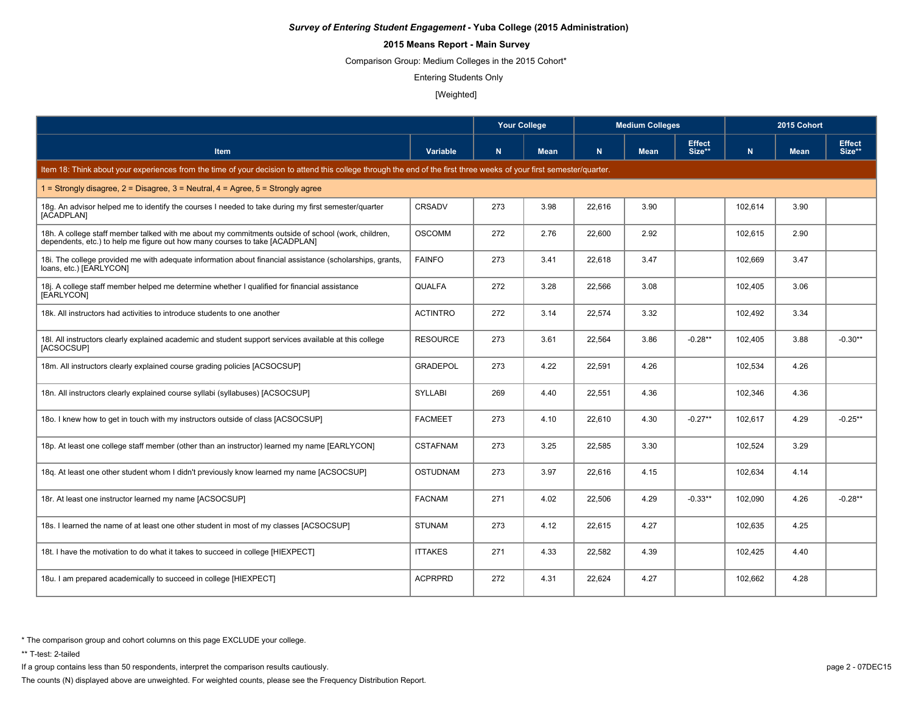***Survey of Entering Student Engagement* - Yuba College (2015 Administration)**

**2015 Means Report - Main Survey**

Comparison Group: Medium Colleges in the 2015 Cohort*

Entering Students Only

[Weighted]

| | | Your College | | Medium Colleges | | | 2015 Cohort | | |
|---|---|---|---|---|---|---|---|---|---|
| **Item** | **Variable** | **N** | **Mean** | **N** | **Mean** | **Effect Size**** | **N** | **Mean** | **Effect Size**** |
| Item 18: Think about your experiences from the time of your decision to attend this college through the end of the first three weeks of your first semester/quarter. | | | | | | | | | |
| 1 = Strongly disagree, 2 = Disagree, 3 = Neutral, 4 = Agree, 5 = Strongly agree | | | | | | | | | |
| 18g. An advisor helped me to identify the courses I needed to take during my first semester/quarter [ACADPLAN] | CRSADV | 273 | 3.98 | 22,616 | 3.90 | | 102,614 | 3.90 | |
| 18h. A college staff member talked with me about my commitments outside of school (work, children, dependents, etc.) to help me figure out how many courses to take [ACADPLAN] | OSCOMM | 272 | 2.76 | 22,600 | 2.92 | | 102,615 | 2.90 | |
| 18i. The college provided me with adequate information about financial assistance (scholarships, grants, loans, etc.) [EARLYCON] | FAINFO | 273 | 3.41 | 22,618 | 3.47 | | 102,669 | 3.47 | |
| 18j. A college staff member helped me determine whether I qualified for financial assistance [EARLYCON] | QUALFA | 272 | 3.28 | 22,566 | 3.08 | | 102,405 | 3.06 | |
| 18k. All instructors had activities to introduce students to one another | ACTINTRO | 272 | 3.14 | 22,574 | 3.32 | | 102,492 | 3.34 | |
| 18l. All instructors clearly explained academic and student support services available at this college [ACSOCSUP] | RESOURCE | 273 | 3.61 | 22,564 | 3.86 | -0.28** | 102,405 | 3.88 | -0.30** |
| 18m. All instructors clearly explained course grading policies [ACSOCSUP] | GRADEPOL | 273 | 4.22 | 22,591 | 4.26 | | 102,534 | 4.26 | |
| 18n. All instructors clearly explained course syllabi (syllabuses) [ACSOCSUP] | SYLLABI | 269 | 4.40 | 22,551 | 4.36 | | 102,346 | 4.36 | |
| 18o. I knew how to get in touch with my instructors outside of class [ACSOCSUP] | FACMEET | 273 | 4.10 | 22,610 | 4.30 | -0.27** | 102,617 | 4.29 | -0.25** |
| 18p. At least one college staff member (other than an instructor) learned my name [EARLYCON] | CSTAFNAM | 273 | 3.25 | 22,585 | 3.30 | | 102,524 | 3.29 | |
| 18q. At least one other student whom I didn't previously know learned my name [ACSOCSUP] | OSTUDNAM | 273 | 3.97 | 22,616 | 4.15 | | 102,634 | 4.14 | |
| 18r. At least one instructor learned my name [ACSOCSUP] | FACNAM | 271 | 4.02 | 22,506 | 4.29 | -0.33** | 102,090 | 4.26 | -0.28** |
| 18s. I learned the name of at least one other student in most of my classes [ACSOCSUP] | STUNAM | 273 | 4.12 | 22,615 | 4.27 | | 102,635 | 4.25 | |
| 18t. I have the motivation to do what it takes to succeed in college [HIEXPECT] | ITTAKES | 271 | 4.33 | 22,582 | 4.39 | | 102,425 | 4.40 | |
| 18u. I am prepared academically to succeed in college [HIEXPECT] | ACPRPRD | 272 | 4.31 | 22,624 | 4.27 | | 102,662 | 4.28 | |

* The comparison group and cohort columns on this page EXCLUDE your college.

** T-test: 2-tailed

If a group contains less than 50 respondents, interpret the comparison results cautiously.

The counts (N) displayed above are unweighted. For weighted counts, please see the Frequency Distribution Report.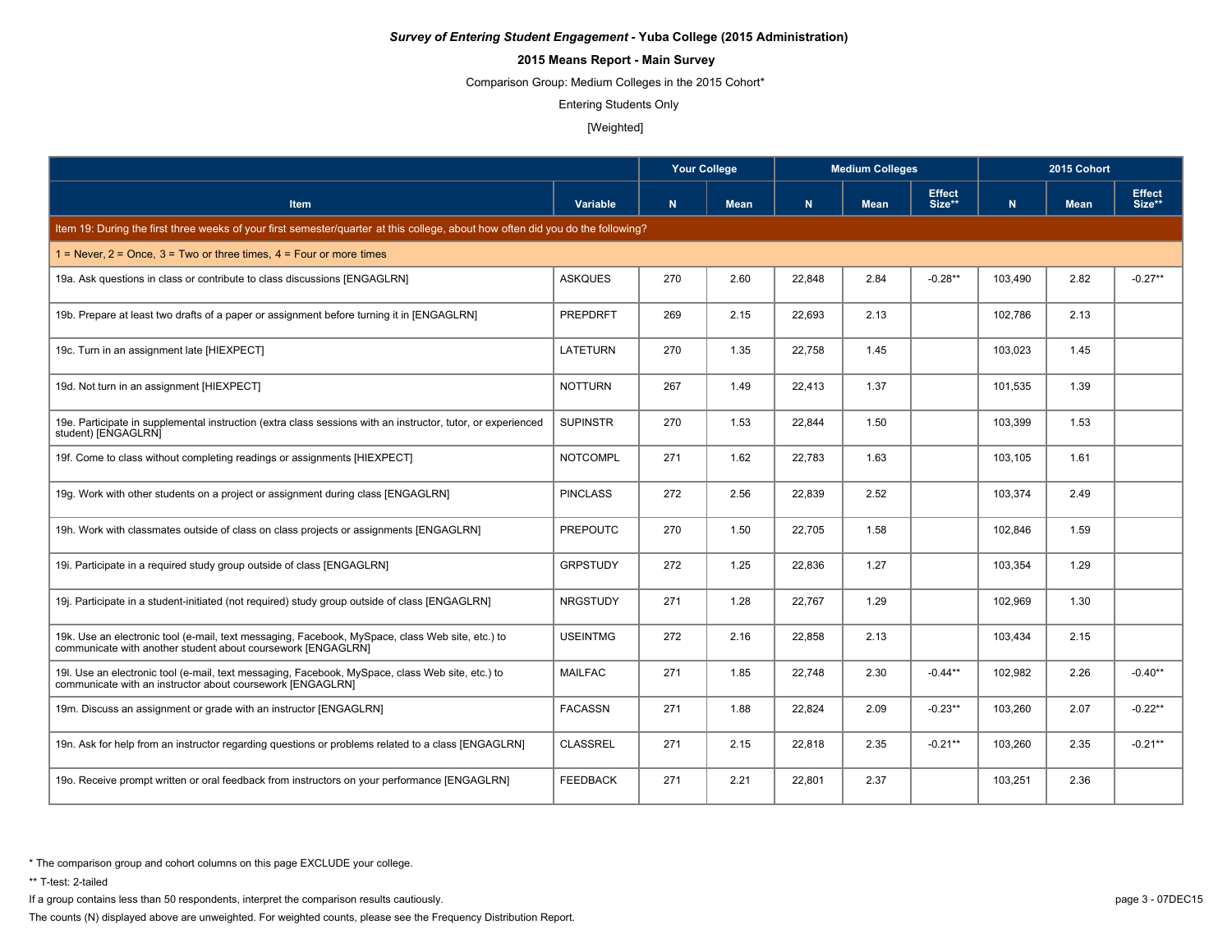***Survey of Entering Student Engagement* - Yuba College (2015 Administration)**

**2015 Means Report - Main Survey**

Comparison Group: Medium Colleges in the 2015 Cohort*

Entering Students Only

[Weighted]

| | | Your College | | Medium Colleges | | | 2015 Cohort | | |
|---|---|---|---|---|---|---|---|---|---|
| Item | Variable | N | Mean | N | Mean | Effect Size** | N | Mean | Effect Size** |
| Item 19: During the first three weeks of your first semester/quarter at this college, about how often did you do the following? | | | | | | | | | |
| 1 = Never, 2 = Once, 3 = Two or three times, 4 = Four or more times | | | | | | | | | |
| 19a. Ask questions in class or contribute to class discussions [ENGAGLRN] | ASKQUES | 270 | 2.60 | 22,848 | 2.84 | -0.28** | 103,490 | 2.82 | -0.27** |
| 19b. Prepare at least two drafts of a paper or assignment before turning it in [ENGAGLRN] | PREPDRFT | 269 | 2.15 | 22,693 | 2.13 | | 102,786 | 2.13 | |
| 19c. Turn in an assignment late [HIEXPECT] | LATETURN | 270 | 1.35 | 22,758 | 1.45 | | 103,023 | 1.45 | |
| 19d. Not turn in an assignment [HIEXPECT] | NOTTURN | 267 | 1.49 | 22,413 | 1.37 | | 101,535 | 1.39 | |
| 19e. Participate in supplemental instruction (extra class sessions with an instructor, tutor, or experienced student) [ENGAGLRN] | SUPINSTR | 270 | 1.53 | 22,844 | 1.50 | | 103,399 | 1.53 | |
| 19f. Come to class without completing readings or assignments [HIEXPECT] | NOTCOMPL | 271 | 1.62 | 22,783 | 1.63 | | 103,105 | 1.61 | |
| 19g. Work with other students on a project or assignment during class [ENGAGLRN] | PINCLASS | 272 | 2.56 | 22,839 | 2.52 | | 103,374 | 2.49 | |
| 19h. Work with classmates outside of class on class projects or assignments [ENGAGLRN] | PREPOUTC | 270 | 1.50 | 22,705 | 1.58 | | 102,846 | 1.59 | |
| 19i. Participate in a required study group outside of class [ENGAGLRN] | GRPSTUDY | 272 | 1.25 | 22,836 | 1.27 | | 103,354 | 1.29 | |
| 19j. Participate in a student-initiated (not required) study group outside of class [ENGAGLRN] | NRGSTUDY | 271 | 1.28 | 22,767 | 1.29 | | 102,969 | 1.30 | |
| 19k. Use an electronic tool (e-mail, text messaging, Facebook, MySpace, class Web site, etc.) to communicate with another student about coursework [ENGAGLRN] | USEINTMG | 272 | 2.16 | 22,858 | 2.13 | | 103,434 | 2.15 | |
| 19l. Use an electronic tool (e-mail, text messaging, Facebook, MySpace, class Web site, etc.) to communicate with an instructor about coursework [ENGAGLRN] | MAILFAC | 271 | 1.85 | 22,748 | 2.30 | -0.44** | 102,982 | 2.26 | -0.40** |
| 19m. Discuss an assignment or grade with an instructor [ENGAGLRN] | FACASSN | 271 | 1.88 | 22,824 | 2.09 | -0.23** | 103,260 | 2.07 | -0.22** |
| 19n. Ask for help from an instructor regarding questions or problems related to a class [ENGAGLRN] | CLASSREL | 271 | 2.15 | 22,818 | 2.35 | -0.21** | 103,260 | 2.35 | -0.21** |
| 19o. Receive prompt written or oral feedback from instructors on your performance [ENGAGLRN] | FEEDBACK | 271 | 2.21 | 22,801 | 2.37 | | 103,251 | 2.36 | |

* The comparison group and cohort columns on this page EXCLUDE your college.

** T-test: 2-tailed

If a group contains less than 50 respondents, interpret the comparison results cautiously.

The counts (N) displayed above are unweighted. For weighted counts, please see the Frequency Distribution Report.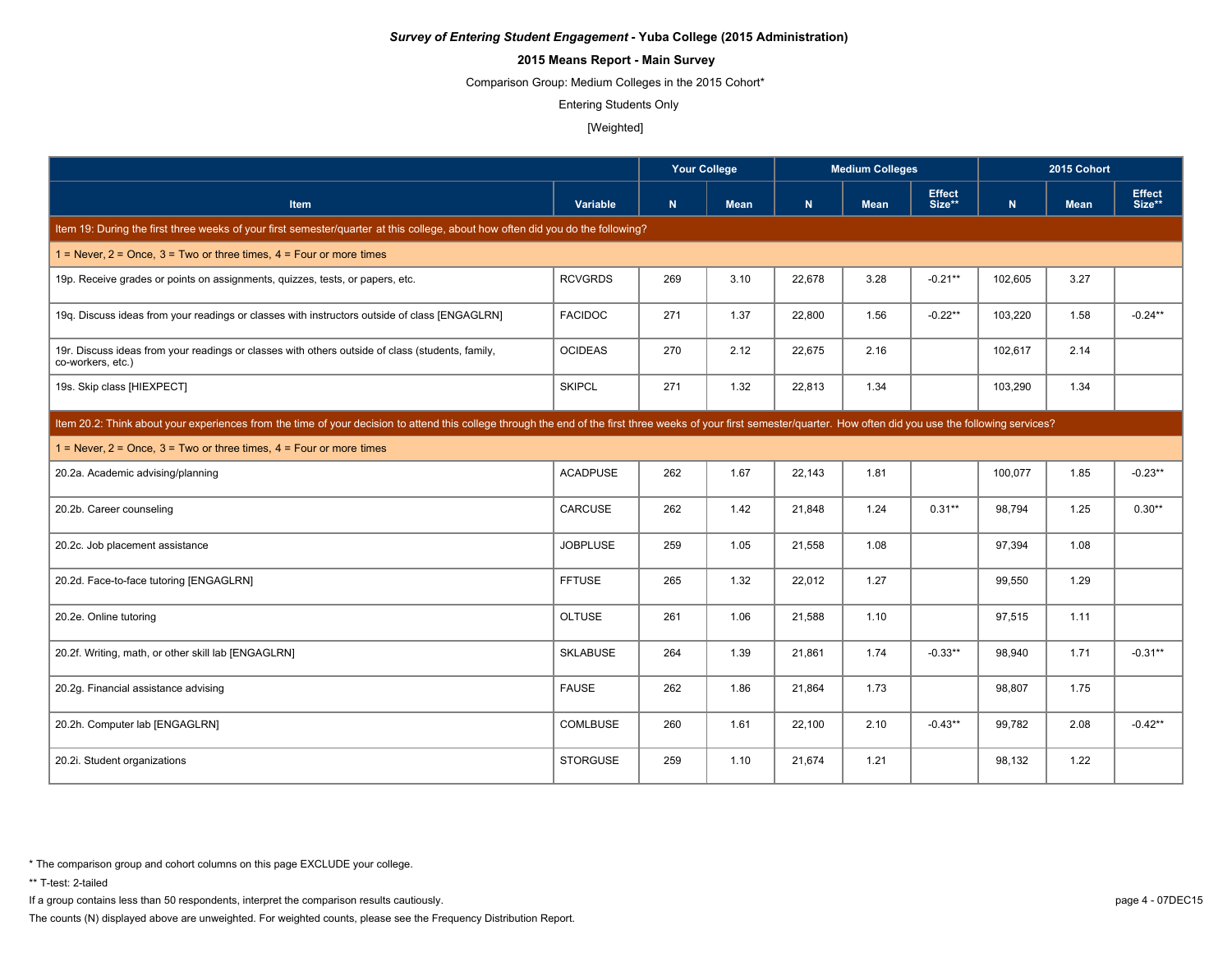*Survey of Entering Student Engagement* **- Yuba College (2015 Administration)**

**2015 Means Report - Main Survey**

Comparison Group: Medium Colleges in the 2015 Cohort*

Entering Students Only

[Weighted]

| | | Your College | | Medium Colleges | | | 2015 Cohort | | |
|---|---|---|---|---|---|---|---|---|---|
| Item | Variable | N | Mean | N | Mean | Effect Size** | N | Mean | Effect Size** |
| **Item 19: During the first three weeks of your first semester/quarter at this college, about how often did you do the following?** | | | | | | | | | |
| 1 = Never, 2 = Once, 3 = Two or three times, 4 = Four or more times | | | | | | | | | |
| 19p. Receive grades or points on assignments, quizzes, tests, or papers, etc. | RCVGRDS | 269 | 3.10 | 22,678 | 3.28 | -0.21** | 102,605 | 3.27 | |
| 19q. Discuss ideas from your readings or classes with instructors outside of class [ENGAGLRN] | FACIDOC | 271 | 1.37 | 22,800 | 1.56 | -0.22** | 103,220 | 1.58 | -0.24** |
| 19r. Discuss ideas from your readings or classes with others outside of class (students, family, co-workers, etc.) | OCIDEAS | 270 | 2.12 | 22,675 | 2.16 | | 102,617 | 2.14 | |
| 19s. Skip class [HIEXPECT] | SKIPCL | 271 | 1.32 | 22,813 | 1.34 | | 103,290 | 1.34 | |
| **Item 20.2: Think about your experiences from the time of your decision to attend this college through the end of the first three weeks of your first semester/quarter. How often did you use the following services?** | | | | | | | | | |
| 1 = Never, 2 = Once, 3 = Two or three times, 4 = Four or more times | | | | | | | | | |
| 20.2a. Academic advising/planning | ACADPUSE | 262 | 1.67 | 22,143 | 1.81 | | 100,077 | 1.85 | -0.23** |
| 20.2b. Career counseling | CARCUSE | 262 | 1.42 | 21,848 | 1.24 | 0.31** | 98,794 | 1.25 | 0.30** |
| 20.2c. Job placement assistance | JOBPLUSE | 259 | 1.05 | 21,558 | 1.08 | | 97,394 | 1.08 | |
| 20.2d. Face-to-face tutoring [ENGAGLRN] | FFTUSE | 265 | 1.32 | 22,012 | 1.27 | | 99,550 | 1.29 | |
| 20.2e. Online tutoring | OLTUSE | 261 | 1.06 | 21,588 | 1.10 | | 97,515 | 1.11 | |
| 20.2f. Writing, math, or other skill lab [ENGAGLRN] | SKLABUSE | 264 | 1.39 | 21,861 | 1.74 | -0.33** | 98,940 | 1.71 | -0.31** |
| 20.2g. Financial assistance advising | FAUSE | 262 | 1.86 | 21,864 | 1.73 | | 98,807 | 1.75 | |
| 20.2h. Computer lab [ENGAGLRN] | COMLBUSE | 260 | 1.61 | 22,100 | 2.10 | -0.43** | 99,782 | 2.08 | -0.42** |
| 20.2i. Student organizations | STORGUSE | 259 | 1.10 | 21,674 | 1.21 | | 98,132 | 1.22 | |

* The comparison group and cohort columns on this page EXCLUDE your college.

** T-test: 2-tailed

If a group contains less than 50 respondents, interpret the comparison results cautiously.

The counts (N) displayed above are unweighted. For weighted counts, please see the Frequency Distribution Report.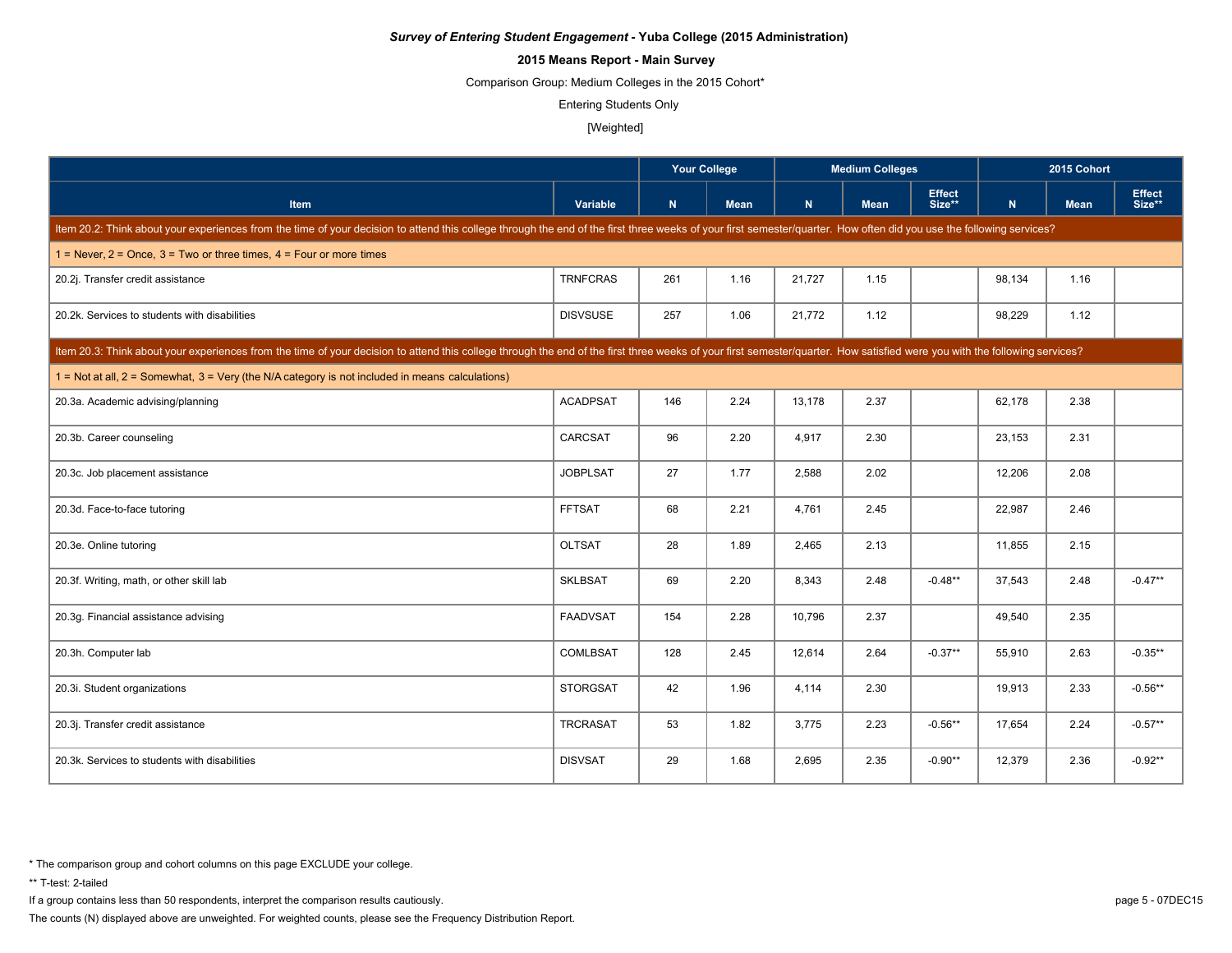***Survey of Entering Student Engagement* - Yuba College (2015 Administration)**

**2015 Means Report - Main Survey**

Comparison Group: Medium Colleges in the 2015 Cohort*

Entering Students Only

[Weighted]

| | | Your College | | Medium Colleges | | | 2015 Cohort | | |
|---|---|---|---|---|---|---|---|---|---|
| **Item** | **Variable** | **N** | **Mean** | **N** | **Mean** | **Effect Size**** | **N** | **Mean** | **Effect Size**** |
| Item 20.2: Think about your experiences from the time of your decision to attend this college through the end of the first three weeks of your first semester/quarter. How often did you use the following services? | | | | | | | | | |
| 1 = Never, 2 = Once, 3 = Two or three times, 4 = Four or more times | | | | | | | | | |
| 20.2j. Transfer credit assistance | TRNFCRAS | 261 | 1.16 | 21,727 | 1.15 | | 98,134 | 1.16 | |
| 20.2k. Services to students with disabilities | DISVSUSE | 257 | 1.06 | 21,772 | 1.12 | | 98,229 | 1.12 | |
| Item 20.3: Think about your experiences from the time of your decision to attend this college through the end of the first three weeks of your first semester/quarter. How satisfied were you with the following services? | | | | | | | | | |
| 1 = Not at all, 2 = Somewhat, 3 = Very (the N/A category is not included in means calculations) | | | | | | | | | |
| 20.3a. Academic advising/planning | ACADPSAT | 146 | 2.24 | 13,178 | 2.37 | | 62,178 | 2.38 | |
| 20.3b. Career counseling | CARCSAT | 96 | 2.20 | 4,917 | 2.30 | | 23,153 | 2.31 | |
| 20.3c. Job placement assistance | JOBPLSAT | 27 | 1.77 | 2,588 | 2.02 | | 12,206 | 2.08 | |
| 20.3d. Face-to-face tutoring | FFTSAT | 68 | 2.21 | 4,761 | 2.45 | | 22,987 | 2.46 | |
| 20.3e. Online tutoring | OLTSAT | 28 | 1.89 | 2,465 | 2.13 | | 11,855 | 2.15 | |
| 20.3f. Writing, math, or other skill lab | SKLBSAT | 69 | 2.20 | 8,343 | 2.48 | -0.48** | 37,543 | 2.48 | -0.47** |
| 20.3g. Financial assistance advising | FAADVSAT | 154 | 2.28 | 10,796 | 2.37 | | 49,540 | 2.35 | |
| 20.3h. Computer lab | COMLBSAT | 128 | 2.45 | 12,614 | 2.64 | -0.37** | 55,910 | 2.63 | -0.35** |
| 20.3i. Student organizations | STORGSAT | 42 | 1.96 | 4,114 | 2.30 | | 19,913 | 2.33 | -0.56** |
| 20.3j. Transfer credit assistance | TRCRASAT | 53 | 1.82 | 3,775 | 2.23 | -0.56** | 17,654 | 2.24 | -0.57** |
| 20.3k. Services to students with disabilities | DISVSAT | 29 | 1.68 | 2,695 | 2.35 | -0.90** | 12,379 | 2.36 | -0.92** |

\* The comparison group and cohort columns on this page EXCLUDE your college.

** T-test: 2-tailed

If a group contains less than 50 respondents, interpret the comparison results cautiously.

The counts (N) displayed above are unweighted. For weighted counts, please see the Frequency Distribution Report.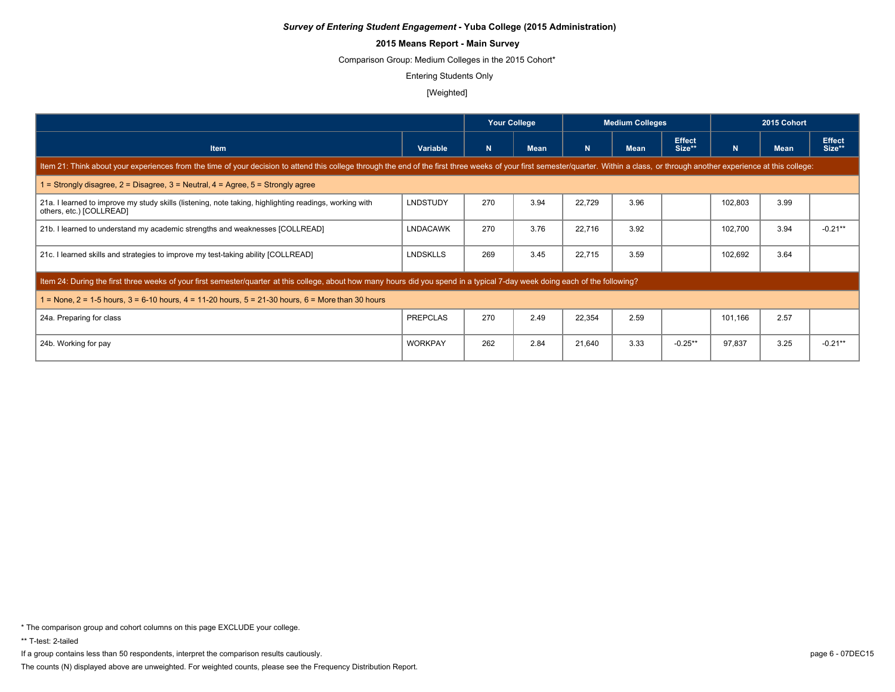***Survey of Entering Student Engagement* - Yuba College (2015 Administration)**

**2015 Means Report - Main Survey**

Comparison Group: Medium Colleges in the 2015 Cohort*

Entering Students Only

[Weighted]

| | | Your College | | Medium Colleges | | | 2015 Cohort | | |
|---|---|---|---|---|---|---|---|---|---|
| **Item** | **Variable** | **N** | **Mean** | **N** | **Mean** | **Effect Size**** | **N** | **Mean** | **Effect Size**** |
| Item 21: Think about your experiences from the time of your decision to attend this college through the end of the first three weeks of your first semester/quarter. Within a class, or through another experience at this college: | | | | | | | | | |
| 1 = Strongly disagree, 2 = Disagree, 3 = Neutral, 4 = Agree, 5 = Strongly agree | | | | | | | | | |
| 21a. I learned to improve my study skills (listening, note taking, highlighting readings, working with others, etc.) [COLLREAD] | LNDSTUDY | 270 | 3.94 | 22,729 | 3.96 | | 102,803 | 3.99 | |
| 21b. I learned to understand my academic strengths and weaknesses [COLLREAD] | LNDACAWK | 270 | 3.76 | 22,716 | 3.92 | | 102,700 | 3.94 | -0.21** |
| 21c. I learned skills and strategies to improve my test-taking ability [COLLREAD] | LNDSKLLS | 269 | 3.45 | 22,715 | 3.59 | | 102,692 | 3.64 | |
| Item 24: During the first three weeks of your first semester/quarter at this college, about how many hours did you spend in a typical 7-day week doing each of the following? | | | | | | | | | |
| 1 = None, 2 = 1-5 hours, 3 = 6-10 hours, 4 = 11-20 hours, 5 = 21-30 hours, 6 = More than 30 hours | | | | | | | | | |
| 24a. Preparing for class | PREPCLAS | 270 | 2.49 | 22,354 | 2.59 | | 101,166 | 2.57 | |
| 24b. Working for pay | WORKPAY | 262 | 2.84 | 21,640 | 3.33 | -0.25** | 97,837 | 3.25 | -0.21** |

* The comparison group and cohort columns on this page EXCLUDE your college.

** T-test: 2-tailed

If a group contains less than 50 respondents, interpret the comparison results cautiously.

The counts (N) displayed above are unweighted. For weighted counts, please see the Frequency Distribution Report.